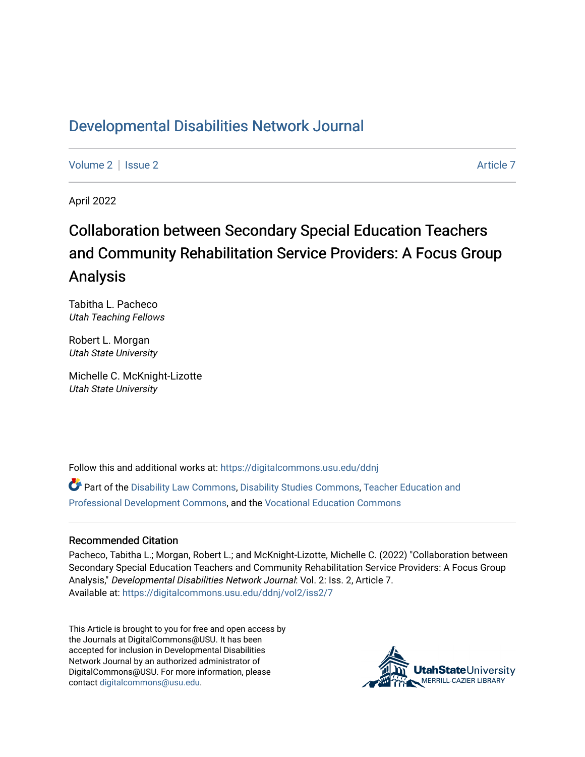# Developmental Disabilities Network Journal

Volume 2 | Issue 2 Article 7

April 2022

## Collaboration between Secondary Special Education Teachers and Community Rehabilitation Service Providers: A Focus Group Analysis

Tabitha L. Pacheco
*Utah Teaching Fellows*

Robert L. Morgan
*Utah State University*

Michelle C. McKnight-Lizotte
*Utah State University*

Follow this and additional works at: https://digitalcommons.usu.edu/ddnj

Part of the Disability Law Commons, Disability Studies Commons, Teacher Education and Professional Development Commons, and the Vocational Education Commons

### Recommended Citation

Pacheco, Tabitha L.; Morgan, Robert L.; and McKnight-Lizotte, Michelle C. (2022) "Collaboration between Secondary Special Education Teachers and Community Rehabilitation Service Providers: A Focus Group Analysis," *Developmental Disabilities Network Journal*: Vol. 2: Iss. 2, Article 7.
Available at: https://digitalcommons.usu.edu/ddnj/vol2/iss2/7

This Article is brought to you for free and open access by the Journals at DigitalCommons@USU. It has been accepted for inclusion in Developmental Disabilities Network Journal by an authorized administrator of DigitalCommons@USU. For more information, please contact digitalcommons@usu.edu.

UtahStateUniversity
MERRILL-CAZIER LIBRARY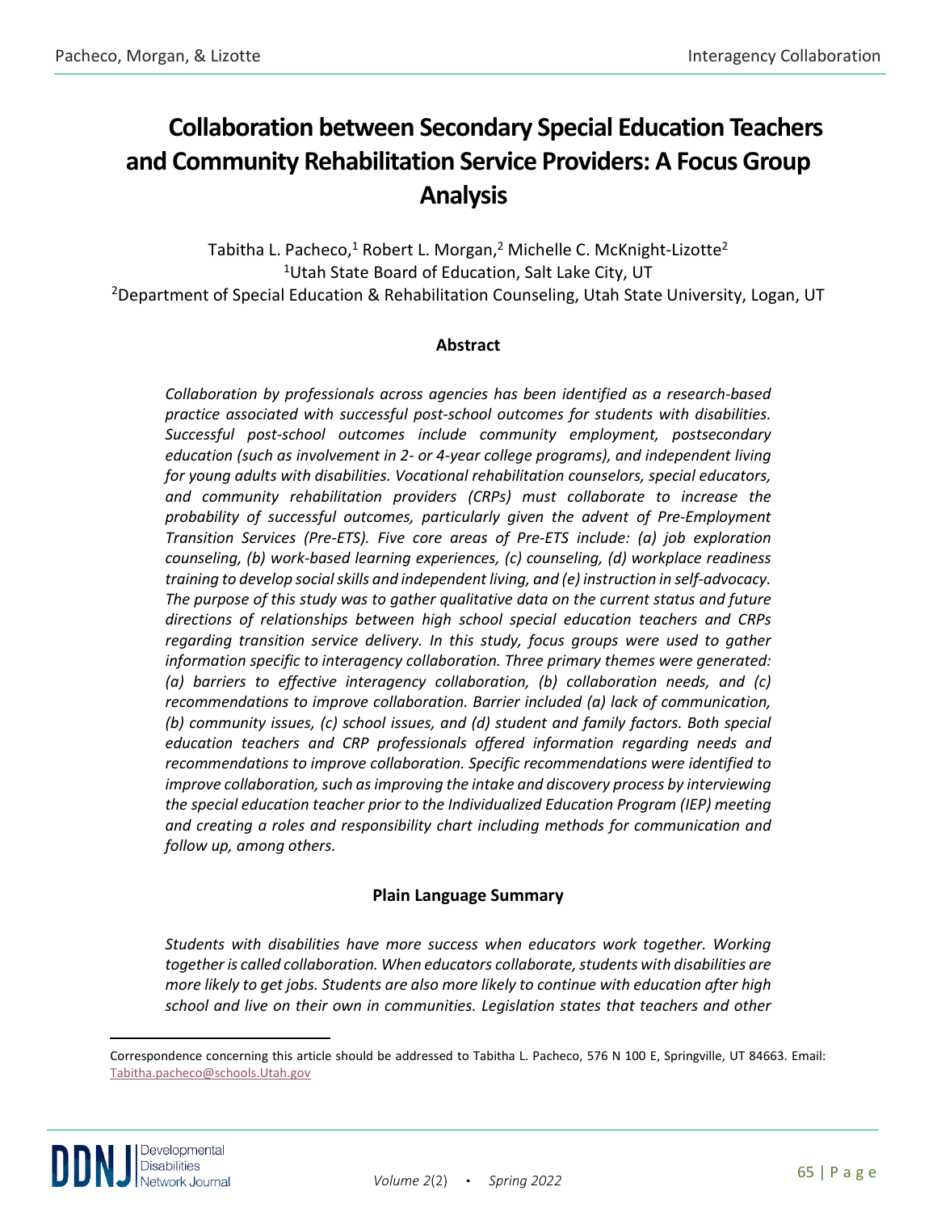# Collaboration between Secondary Special Education Teachers and Community Rehabilitation Service Providers: A Focus Group Analysis

Tabitha L. Pacheco,[1] Robert L. Morgan,[2] Michelle C. McKnight-Lizotte[2]

[1]Utah State Board of Education, Salt Lake City, UT

[2]Department of Special Education & Rehabilitation Counseling, Utah State University, Logan, UT

### Abstract

*Collaboration by professionals across agencies has been identified as a research-based practice associated with successful post-school outcomes for students with disabilities. Successful post-school outcomes include community employment, postsecondary education (such as involvement in 2- or 4-year college programs), and independent living for young adults with disabilities. Vocational rehabilitation counselors, special educators, and community rehabilitation providers (CRPs) must collaborate to increase the probability of successful outcomes, particularly given the advent of Pre-Employment Transition Services (Pre-ETS). Five core areas of Pre-ETS include: (a) job exploration counseling, (b) work-based learning experiences, (c) counseling, (d) workplace readiness training to develop social skills and independent living, and (e) instruction in self-advocacy. The purpose of this study was to gather qualitative data on the current status and future directions of relationships between high school special education teachers and CRPs regarding transition service delivery. In this study, focus groups were used to gather information specific to interagency collaboration. Three primary themes were generated: (a) barriers to effective interagency collaboration, (b) collaboration needs, and (c) recommendations to improve collaboration. Barrier included (a) lack of communication, (b) community issues, (c) school issues, and (d) student and family factors. Both special education teachers and CRP professionals offered information regarding needs and recommendations to improve collaboration. Specific recommendations were identified to improve collaboration, such as improving the intake and discovery process by interviewing the special education teacher prior to the Individualized Education Program (IEP) meeting and creating a roles and responsibility chart including methods for communication and follow up, among others.*

### Plain Language Summary

*Students with disabilities have more success when educators work together. Working together is called collaboration. When educators collaborate, students with disabilities are more likely to get jobs. Students are also more likely to continue with education after high school and live on their own in communities. Legislation states that teachers and other*

---

Correspondence concerning this article should be addressed to Tabitha L. Pacheco, 576 N 100 E, Springville, UT 84663. Email: Tabitha.pacheco@schools.Utah.gov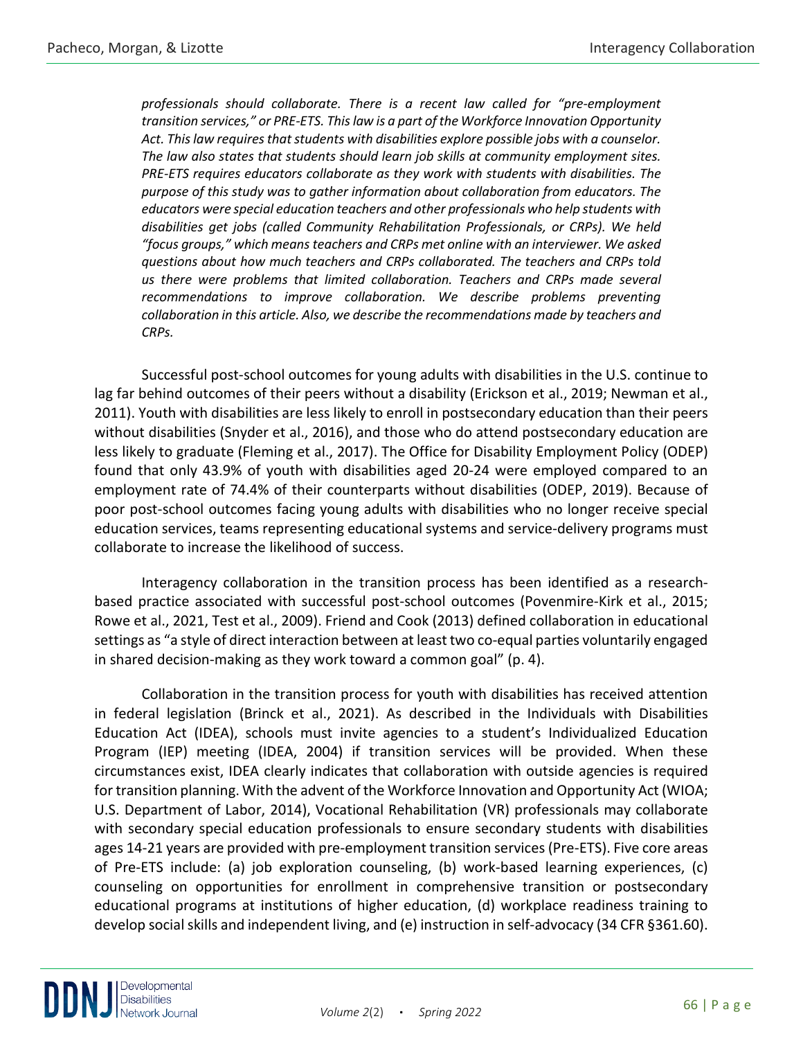*professionals should collaborate. There is a recent law called for "pre-employment transition services," or PRE-ETS. This law is a part of the Workforce Innovation Opportunity Act. This law requires that students with disabilities explore possible jobs with a counselor. The law also states that students should learn job skills at community employment sites. PRE-ETS requires educators collaborate as they work with students with disabilities. The purpose of this study was to gather information about collaboration from educators. The educators were special education teachers and other professionals who help students with disabilities get jobs (called Community Rehabilitation Professionals, or CRPs). We held "focus groups," which means teachers and CRPs met online with an interviewer. We asked questions about how much teachers and CRPs collaborated. The teachers and CRPs told us there were problems that limited collaboration. Teachers and CRPs made several recommendations to improve collaboration. We describe problems preventing collaboration in this article. Also, we describe the recommendations made by teachers and CRPs.*

Successful post-school outcomes for young adults with disabilities in the U.S. continue to lag far behind outcomes of their peers without a disability (Erickson et al., 2019; Newman et al., 2011). Youth with disabilities are less likely to enroll in postsecondary education than their peers without disabilities (Snyder et al., 2016), and those who do attend postsecondary education are less likely to graduate (Fleming et al., 2017). The Office for Disability Employment Policy (ODEP) found that only 43.9% of youth with disabilities aged 20-24 were employed compared to an employment rate of 74.4% of their counterparts without disabilities (ODEP, 2019). Because of poor post-school outcomes facing young adults with disabilities who no longer receive special education services, teams representing educational systems and service-delivery programs must collaborate to increase the likelihood of success.

Interagency collaboration in the transition process has been identified as a research-based practice associated with successful post-school outcomes (Povenmire-Kirk et al., 2015; Rowe et al., 2021, Test et al., 2009). Friend and Cook (2013) defined collaboration in educational settings as "a style of direct interaction between at least two co-equal parties voluntarily engaged in shared decision-making as they work toward a common goal" (p. 4).

Collaboration in the transition process for youth with disabilities has received attention in federal legislation (Brinck et al., 2021). As described in the Individuals with Disabilities Education Act (IDEA), schools must invite agencies to a student's Individualized Education Program (IEP) meeting (IDEA, 2004) if transition services will be provided. When these circumstances exist, IDEA clearly indicates that collaboration with outside agencies is required for transition planning. With the advent of the Workforce Innovation and Opportunity Act (WIOA; U.S. Department of Labor, 2014), Vocational Rehabilitation (VR) professionals may collaborate with secondary special education professionals to ensure secondary students with disabilities ages 14-21 years are provided with pre-employment transition services (Pre-ETS). Five core areas of Pre-ETS include: (a) job exploration counseling, (b) work-based learning experiences, (c) counseling on opportunities for enrollment in comprehensive transition or postsecondary educational programs at institutions of higher education, (d) workplace readiness training to develop social skills and independent living, and (e) instruction in self-advocacy (34 CFR §361.60).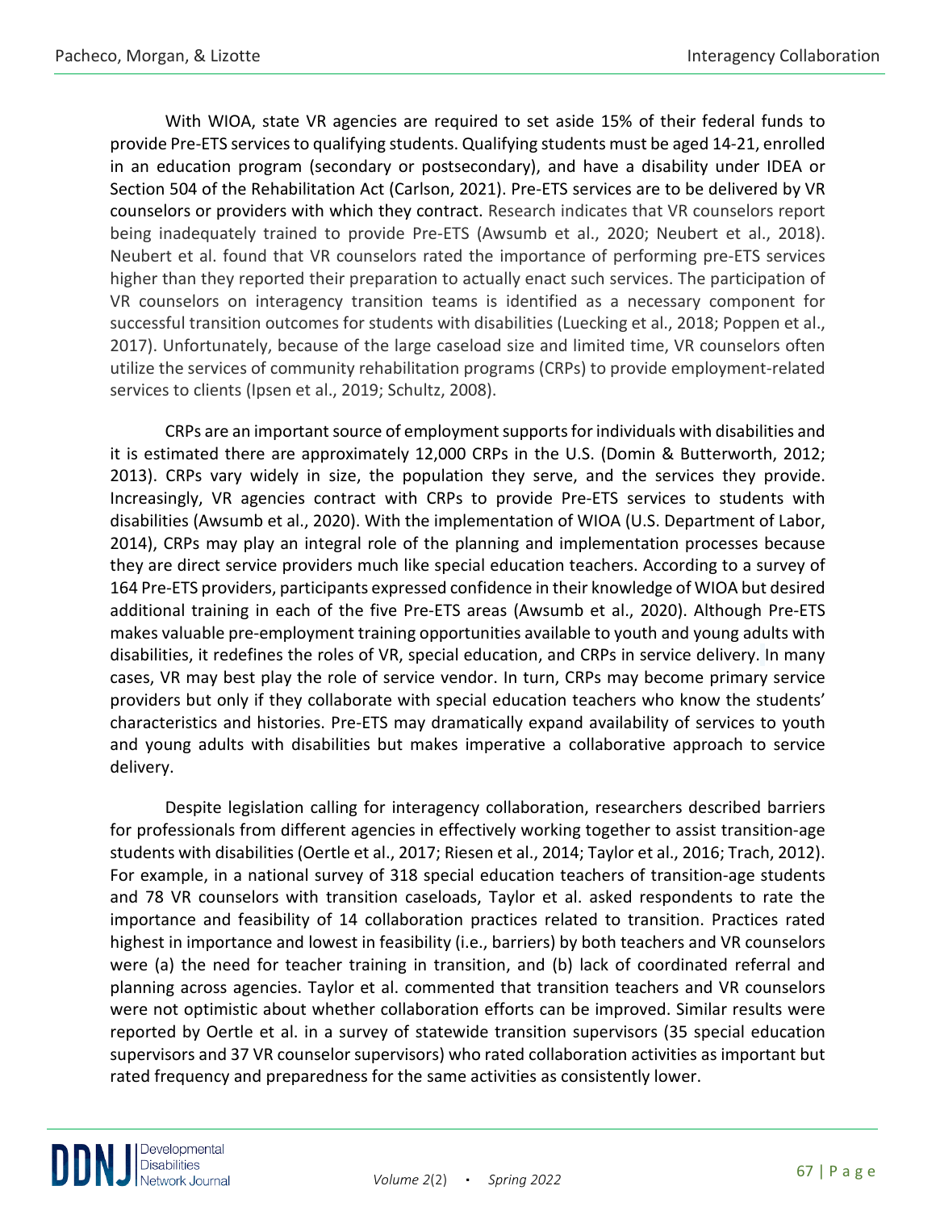With WIOA, state VR agencies are required to set aside 15% of their federal funds to provide Pre-ETS services to qualifying students. Qualifying students must be aged 14-21, enrolled in an education program (secondary or postsecondary), and have a disability under IDEA or Section 504 of the Rehabilitation Act (Carlson, 2021). Pre-ETS services are to be delivered by VR counselors or providers with which they contract. Research indicates that VR counselors report being inadequately trained to provide Pre-ETS (Awsumb et al., 2020; Neubert et al., 2018). Neubert et al. found that VR counselors rated the importance of performing pre-ETS services higher than they reported their preparation to actually enact such services. The participation of VR counselors on interagency transition teams is identified as a necessary component for successful transition outcomes for students with disabilities (Luecking et al., 2018; Poppen et al., 2017). Unfortunately, because of the large caseload size and limited time, VR counselors often utilize the services of community rehabilitation programs (CRPs) to provide employment-related services to clients (Ipsen et al., 2019; Schultz, 2008).

CRPs are an important source of employment supports for individuals with disabilities and it is estimated there are approximately 12,000 CRPs in the U.S. (Domin & Butterworth, 2012; 2013). CRPs vary widely in size, the population they serve, and the services they provide. Increasingly, VR agencies contract with CRPs to provide Pre-ETS services to students with disabilities (Awsumb et al., 2020). With the implementation of WIOA (U.S. Department of Labor, 2014), CRPs may play an integral role of the planning and implementation processes because they are direct service providers much like special education teachers. According to a survey of 164 Pre-ETS providers, participants expressed confidence in their knowledge of WIOA but desired additional training in each of the five Pre-ETS areas (Awsumb et al., 2020). Although Pre-ETS makes valuable pre-employment training opportunities available to youth and young adults with disabilities, it redefines the roles of VR, special education, and CRPs in service delivery. In many cases, VR may best play the role of service vendor. In turn, CRPs may become primary service providers but only if they collaborate with special education teachers who know the students' characteristics and histories. Pre-ETS may dramatically expand availability of services to youth and young adults with disabilities but makes imperative a collaborative approach to service delivery.

Despite legislation calling for interagency collaboration, researchers described barriers for professionals from different agencies in effectively working together to assist transition-age students with disabilities (Oertle et al., 2017; Riesen et al., 2014; Taylor et al., 2016; Trach, 2012). For example, in a national survey of 318 special education teachers of transition-age students and 78 VR counselors with transition caseloads, Taylor et al. asked respondents to rate the importance and feasibility of 14 collaboration practices related to transition. Practices rated highest in importance and lowest in feasibility (i.e., barriers) by both teachers and VR counselors were (a) the need for teacher training in transition, and (b) lack of coordinated referral and planning across agencies. Taylor et al. commented that transition teachers and VR counselors were not optimistic about whether collaboration efforts can be improved. Similar results were reported by Oertle et al. in a survey of statewide transition supervisors (35 special education supervisors and 37 VR counselor supervisors) who rated collaboration activities as important but rated frequency and preparedness for the same activities as consistently lower.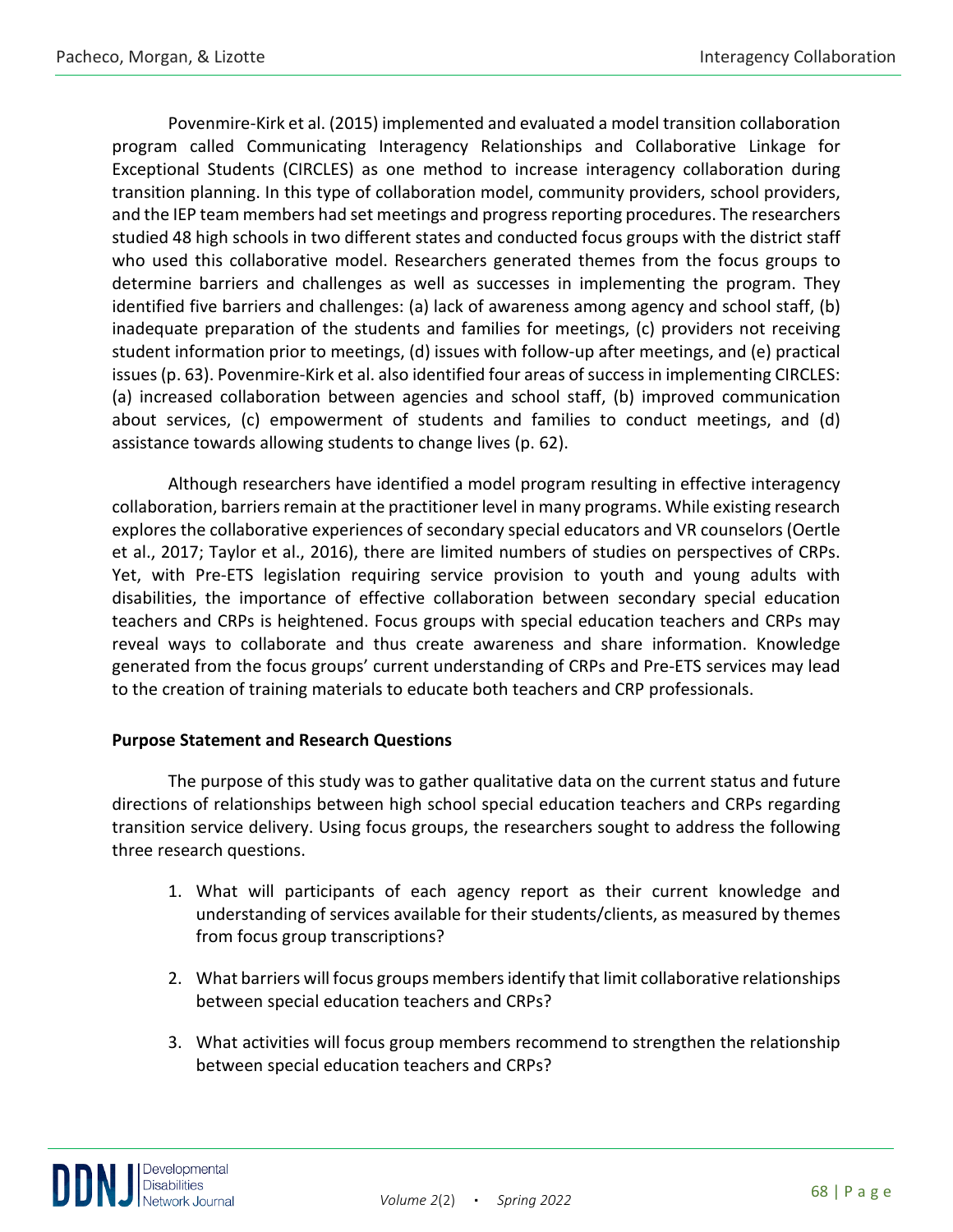Povenmire-Kirk et al. (2015) implemented and evaluated a model transition collaboration program called Communicating Interagency Relationships and Collaborative Linkage for Exceptional Students (CIRCLES) as one method to increase interagency collaboration during transition planning. In this type of collaboration model, community providers, school providers, and the IEP team members had set meetings and progress reporting procedures. The researchers studied 48 high schools in two different states and conducted focus groups with the district staff who used this collaborative model. Researchers generated themes from the focus groups to determine barriers and challenges as well as successes in implementing the program. They identified five barriers and challenges: (a) lack of awareness among agency and school staff, (b) inadequate preparation of the students and families for meetings, (c) providers not receiving student information prior to meetings, (d) issues with follow-up after meetings, and (e) practical issues (p. 63). Povenmire-Kirk et al. also identified four areas of success in implementing CIRCLES: (a) increased collaboration between agencies and school staff, (b) improved communication about services, (c) empowerment of students and families to conduct meetings, and (d) assistance towards allowing students to change lives (p. 62).

Although researchers have identified a model program resulting in effective interagency collaboration, barriers remain at the practitioner level in many programs. While existing research explores the collaborative experiences of secondary special educators and VR counselors (Oertle et al., 2017; Taylor et al., 2016), there are limited numbers of studies on perspectives of CRPs. Yet, with Pre-ETS legislation requiring service provision to youth and young adults with disabilities, the importance of effective collaboration between secondary special education teachers and CRPs is heightened. Focus groups with special education teachers and CRPs may reveal ways to collaborate and thus create awareness and share information. Knowledge generated from the focus groups' current understanding of CRPs and Pre-ETS services may lead to the creation of training materials to educate both teachers and CRP professionals.

**Purpose Statement and Research Questions**

The purpose of this study was to gather qualitative data on the current status and future directions of relationships between high school special education teachers and CRPs regarding transition service delivery. Using focus groups, the researchers sought to address the following three research questions.

1. What will participants of each agency report as their current knowledge and understanding of services available for their students/clients, as measured by themes from focus group transcriptions?

2. What barriers will focus groups members identify that limit collaborative relationships between special education teachers and CRPs?

3. What activities will focus group members recommend to strengthen the relationship between special education teachers and CRPs?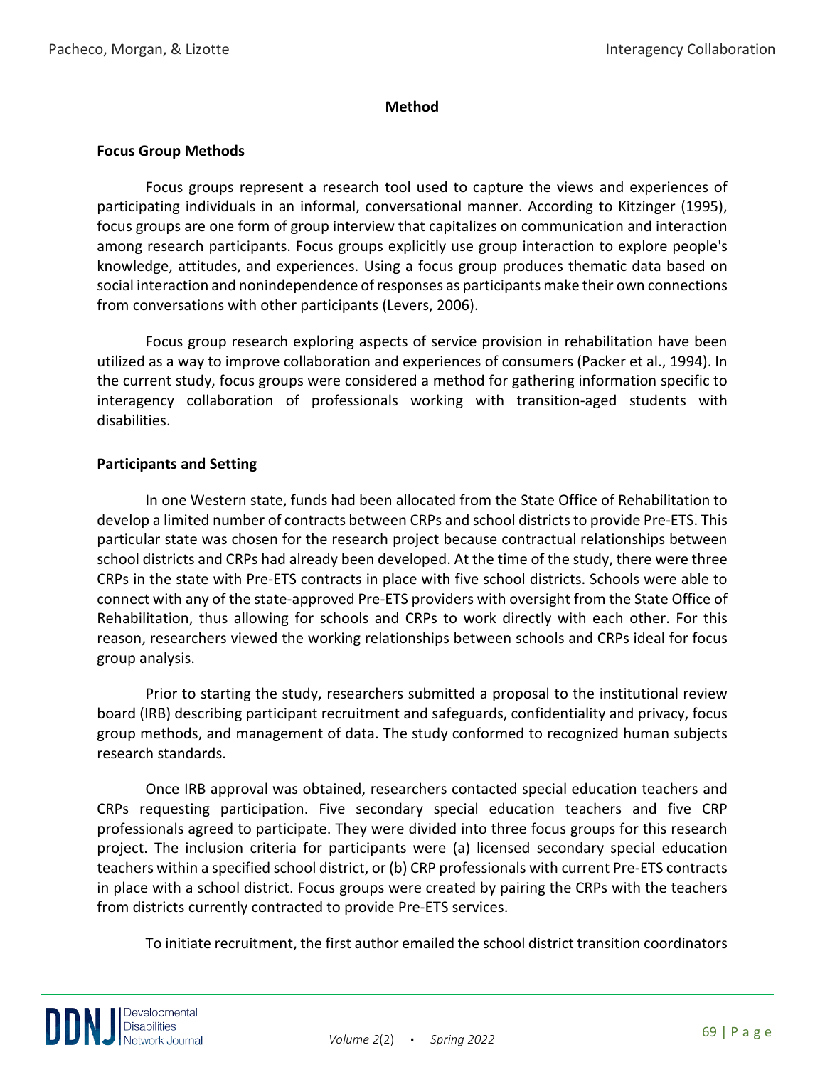## Method

### Focus Group Methods

Focus groups represent a research tool used to capture the views and experiences of participating individuals in an informal, conversational manner. According to Kitzinger (1995), focus groups are one form of group interview that capitalizes on communication and interaction among research participants. Focus groups explicitly use group interaction to explore people's knowledge, attitudes, and experiences. Using a focus group produces thematic data based on social interaction and nonindependence of responses as participants make their own connections from conversations with other participants (Levers, 2006).

Focus group research exploring aspects of service provision in rehabilitation have been utilized as a way to improve collaboration and experiences of consumers (Packer et al., 1994). In the current study, focus groups were considered a method for gathering information specific to interagency collaboration of professionals working with transition-aged students with disabilities.

### Participants and Setting

In one Western state, funds had been allocated from the State Office of Rehabilitation to develop a limited number of contracts between CRPs and school districts to provide Pre-ETS. This particular state was chosen for the research project because contractual relationships between school districts and CRPs had already been developed. At the time of the study, there were three CRPs in the state with Pre-ETS contracts in place with five school districts. Schools were able to connect with any of the state-approved Pre-ETS providers with oversight from the State Office of Rehabilitation, thus allowing for schools and CRPs to work directly with each other. For this reason, researchers viewed the working relationships between schools and CRPs ideal for focus group analysis.

Prior to starting the study, researchers submitted a proposal to the institutional review board (IRB) describing participant recruitment and safeguards, confidentiality and privacy, focus group methods, and management of data. The study conformed to recognized human subjects research standards.

Once IRB approval was obtained, researchers contacted special education teachers and CRPs requesting participation. Five secondary special education teachers and five CRP professionals agreed to participate. They were divided into three focus groups for this research project. The inclusion criteria for participants were (a) licensed secondary special education teachers within a specified school district, or (b) CRP professionals with current Pre-ETS contracts in place with a school district. Focus groups were created by pairing the CRPs with the teachers from districts currently contracted to provide Pre-ETS services.

To initiate recruitment, the first author emailed the school district transition coordinators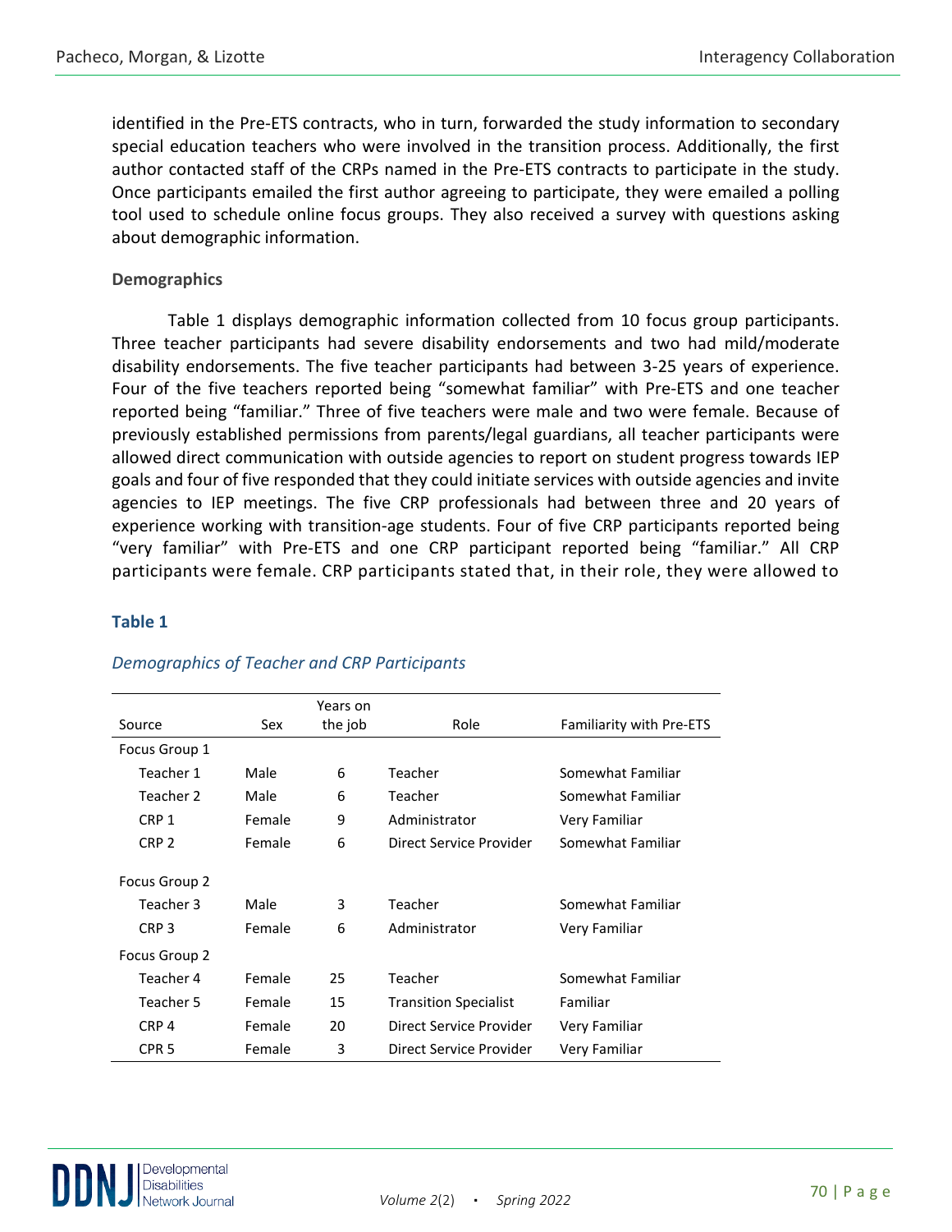identified in the Pre-ETS contracts, who in turn, forwarded the study information to secondary special education teachers who were involved in the transition process. Additionally, the first author contacted staff of the CRPs named in the Pre-ETS contracts to participate in the study. Once participants emailed the first author agreeing to participate, they were emailed a polling tool used to schedule online focus groups. They also received a survey with questions asking about demographic information.

### Demographics

Table 1 displays demographic information collected from 10 focus group participants. Three teacher participants had severe disability endorsements and two had mild/moderate disability endorsements. The five teacher participants had between 3-25 years of experience. Four of the five teachers reported being "somewhat familiar" with Pre-ETS and one teacher reported being "familiar." Three of five teachers were male and two were female. Because of previously established permissions from parents/legal guardians, all teacher participants were allowed direct communication with outside agencies to report on student progress towards IEP goals and four of five responded that they could initiate services with outside agencies and invite agencies to IEP meetings. The five CRP professionals had between three and 20 years of experience working with transition-age students. Four of five CRP participants reported being "very familiar" with Pre-ETS and one CRP participant reported being "familiar." All CRP participants were female. CRP participants stated that, in their role, they were allowed to

**Table 1**

*Demographics of Teacher and CRP Participants*

| Source | Sex | Years on the job | Role | Familiarity with Pre-ETS |
|---|---|---|---|---|
| Focus Group 1 | | | | |
| Teacher 1 | Male | 6 | Teacher | Somewhat Familiar |
| Teacher 2 | Male | 6 | Teacher | Somewhat Familiar |
| CRP 1 | Female | 9 | Administrator | Very Familiar |
| CRP 2 | Female | 6 | Direct Service Provider | Somewhat Familiar |
| Focus Group 2 | | | | |
| Teacher 3 | Male | 3 | Teacher | Somewhat Familiar |
| CRP 3 | Female | 6 | Administrator | Very Familiar |
| Focus Group 2 | | | | |
| Teacher 4 | Female | 25 | Teacher | Somewhat Familiar |
| Teacher 5 | Female | 15 | Transition Specialist | Familiar |
| CRP 4 | Female | 20 | Direct Service Provider | Very Familiar |
| CPR 5 | Female | 3 | Direct Service Provider | Very Familiar |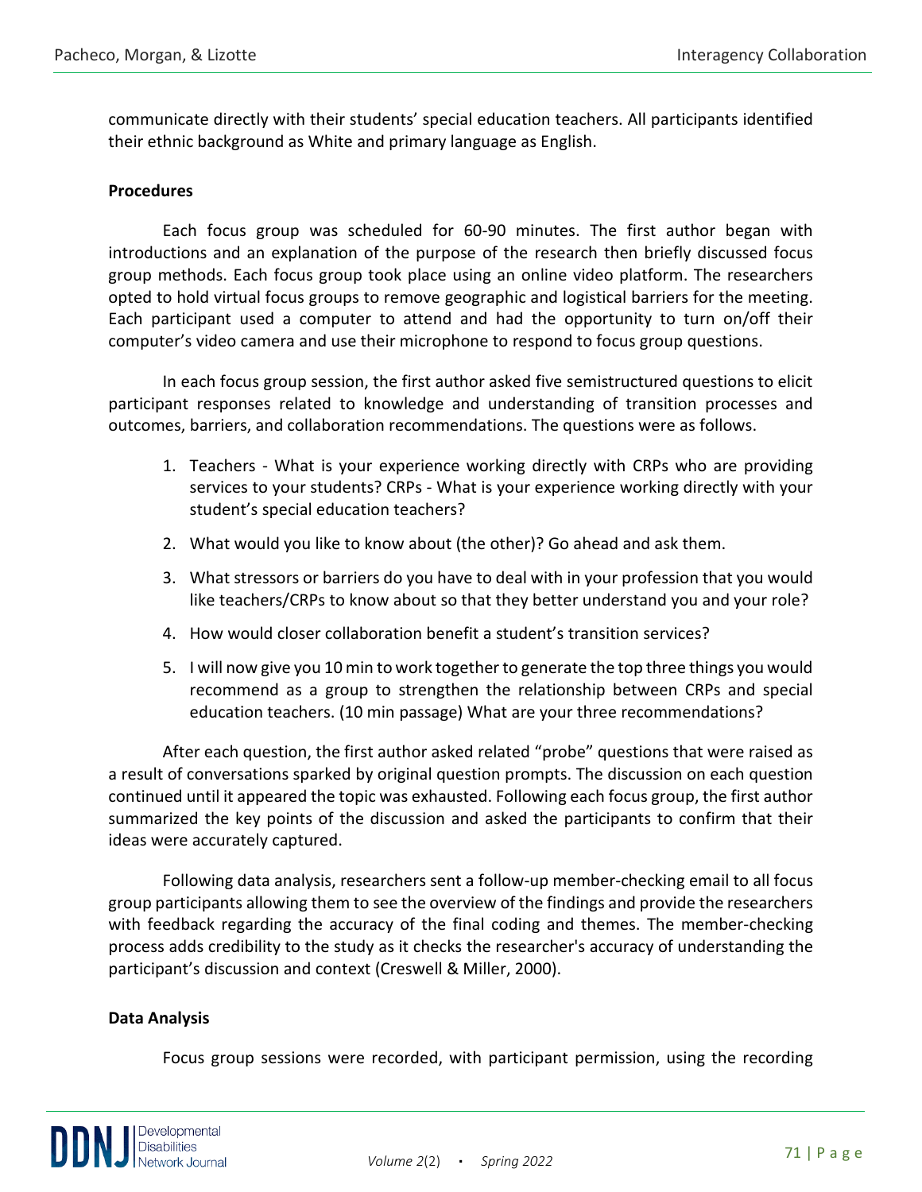communicate directly with their students' special education teachers. All participants identified their ethnic background as White and primary language as English.

**Procedures**

Each focus group was scheduled for 60-90 minutes. The first author began with introductions and an explanation of the purpose of the research then briefly discussed focus group methods. Each focus group took place using an online video platform. The researchers opted to hold virtual focus groups to remove geographic and logistical barriers for the meeting. Each participant used a computer to attend and had the opportunity to turn on/off their computer's video camera and use their microphone to respond to focus group questions.

In each focus group session, the first author asked five semistructured questions to elicit participant responses related to knowledge and understanding of transition processes and outcomes, barriers, and collaboration recommendations. The questions were as follows.

1. Teachers - What is your experience working directly with CRPs who are providing services to your students? CRPs - What is your experience working directly with your student's special education teachers?
2. What would you like to know about (the other)? Go ahead and ask them.
3. What stressors or barriers do you have to deal with in your profession that you would like teachers/CRPs to know about so that they better understand you and your role?
4. How would closer collaboration benefit a student's transition services?
5. I will now give you 10 min to work together to generate the top three things you would recommend as a group to strengthen the relationship between CRPs and special education teachers. (10 min passage) What are your three recommendations?

After each question, the first author asked related "probe" questions that were raised as a result of conversations sparked by original question prompts. The discussion on each question continued until it appeared the topic was exhausted. Following each focus group, the first author summarized the key points of the discussion and asked the participants to confirm that their ideas were accurately captured.

Following data analysis, researchers sent a follow-up member-checking email to all focus group participants allowing them to see the overview of the findings and provide the researchers with feedback regarding the accuracy of the final coding and themes. The member-checking process adds credibility to the study as it checks the researcher's accuracy of understanding the participant's discussion and context (Creswell & Miller, 2000).

**Data Analysis**

Focus group sessions were recorded, with participant permission, using the recording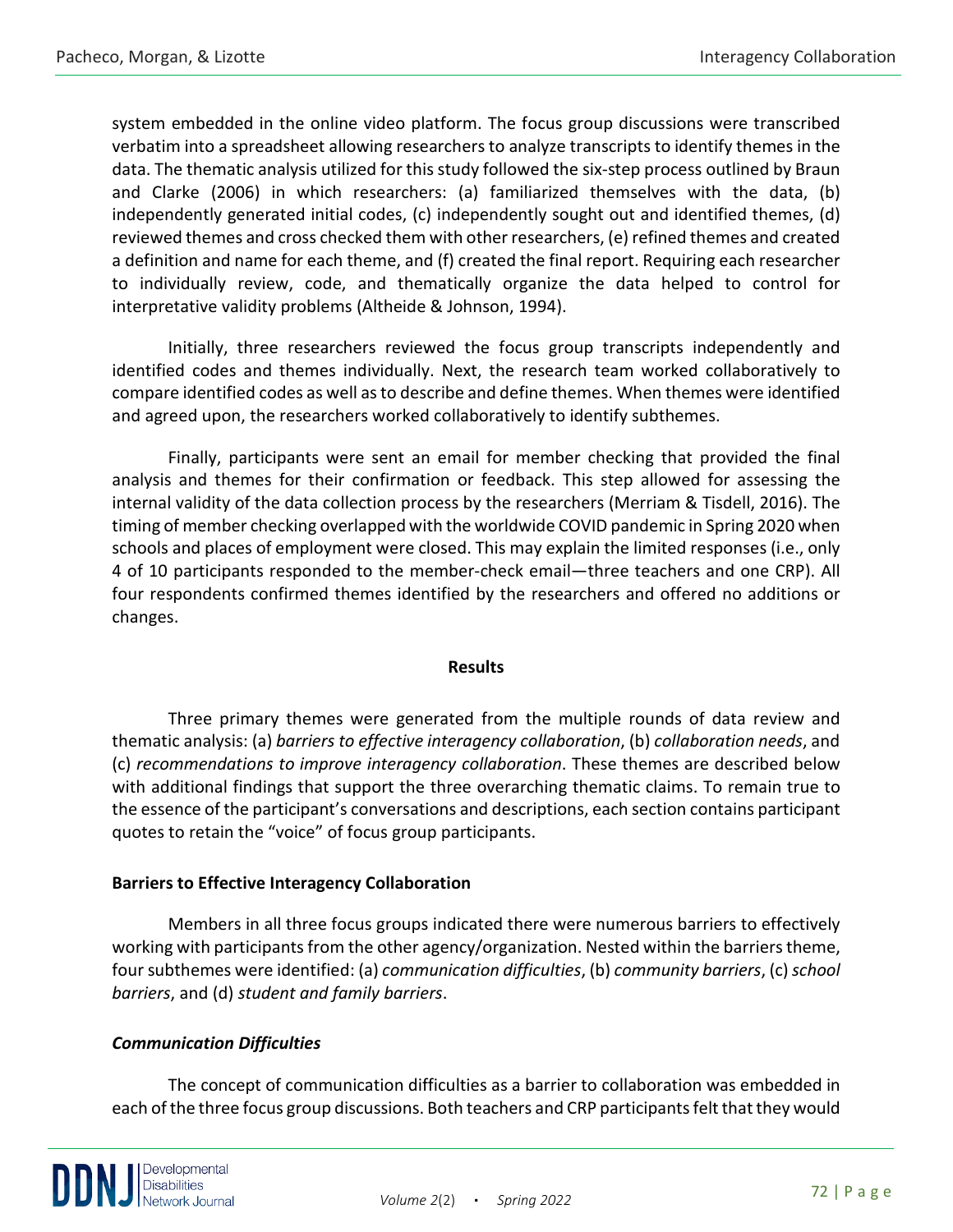system embedded in the online video platform. The focus group discussions were transcribed verbatim into a spreadsheet allowing researchers to analyze transcripts to identify themes in the data. The thematic analysis utilized for this study followed the six-step process outlined by Braun and Clarke (2006) in which researchers: (a) familiarized themselves with the data, (b) independently generated initial codes, (c) independently sought out and identified themes, (d) reviewed themes and cross checked them with other researchers, (e) refined themes and created a definition and name for each theme, and (f) created the final report. Requiring each researcher to individually review, code, and thematically organize the data helped to control for interpretative validity problems (Altheide & Johnson, 1994).

Initially, three researchers reviewed the focus group transcripts independently and identified codes and themes individually. Next, the research team worked collaboratively to compare identified codes as well as to describe and define themes. When themes were identified and agreed upon, the researchers worked collaboratively to identify subthemes.

Finally, participants were sent an email for member checking that provided the final analysis and themes for their confirmation or feedback. This step allowed for assessing the internal validity of the data collection process by the researchers (Merriam & Tisdell, 2016). The timing of member checking overlapped with the worldwide COVID pandemic in Spring 2020 when schools and places of employment were closed. This may explain the limited responses (i.e., only 4 of 10 participants responded to the member-check email—three teachers and one CRP). All four respondents confirmed themes identified by the researchers and offered no additions or changes.

## Results

Three primary themes were generated from the multiple rounds of data review and thematic analysis: (a) *barriers to effective interagency collaboration*, (b) *collaboration needs*, and (c) *recommendations to improve interagency collaboration*. These themes are described below with additional findings that support the three overarching thematic claims. To remain true to the essence of the participant's conversations and descriptions, each section contains participant quotes to retain the "voice" of focus group participants.

### Barriers to Effective Interagency Collaboration

Members in all three focus groups indicated there were numerous barriers to effectively working with participants from the other agency/organization. Nested within the barriers theme, four subthemes were identified: (a) *communication difficulties*, (b) *community barriers*, (c) *school barriers*, and (d) *student and family barriers*.

#### *Communication Difficulties*

The concept of communication difficulties as a barrier to collaboration was embedded in each of the three focus group discussions. Both teachers and CRP participants felt that they would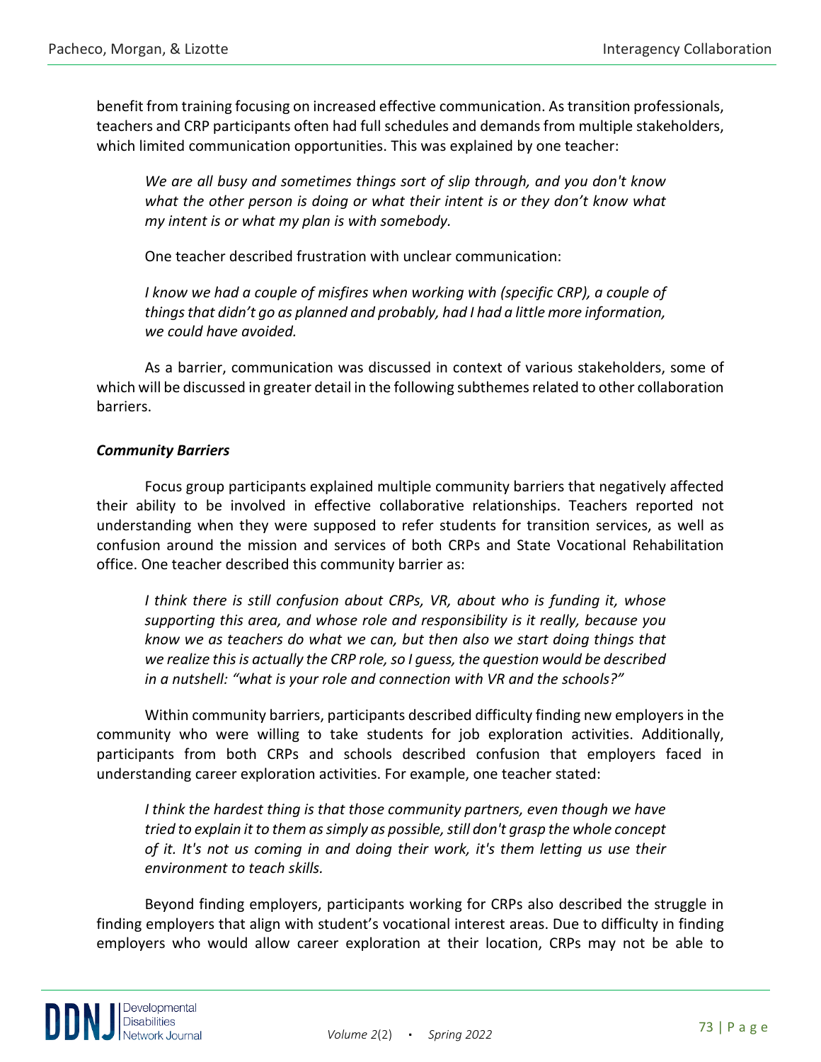benefit from training focusing on increased effective communication. As transition professionals, teachers and CRP participants often had full schedules and demands from multiple stakeholders, which limited communication opportunities. This was explained by one teacher:

> *We are all busy and sometimes things sort of slip through, and you don't know what the other person is doing or what their intent is or they don't know what my intent is or what my plan is with somebody.*

One teacher described frustration with unclear communication:

> *I know we had a couple of misfires when working with (specific CRP), a couple of things that didn't go as planned and probably, had I had a little more information, we could have avoided.*

As a barrier, communication was discussed in context of various stakeholders, some of which will be discussed in greater detail in the following subthemes related to other collaboration barriers.

### *Community Barriers*

Focus group participants explained multiple community barriers that negatively affected their ability to be involved in effective collaborative relationships. Teachers reported not understanding when they were supposed to refer students for transition services, as well as confusion around the mission and services of both CRPs and State Vocational Rehabilitation office. One teacher described this community barrier as:

> *I think there is still confusion about CRPs, VR, about who is funding it, whose supporting this area, and whose role and responsibility is it really, because you know we as teachers do what we can, but then also we start doing things that we realize this is actually the CRP role, so I guess, the question would be described in a nutshell: "what is your role and connection with VR and the schools?"*

Within community barriers, participants described difficulty finding new employers in the community who were willing to take students for job exploration activities. Additionally, participants from both CRPs and schools described confusion that employers faced in understanding career exploration activities. For example, one teacher stated:

> *I think the hardest thing is that those community partners, even though we have tried to explain it to them as simply as possible, still don't grasp the whole concept of it. It's not us coming in and doing their work, it's them letting us use their environment to teach skills.*

Beyond finding employers, participants working for CRPs also described the struggle in finding employers that align with student's vocational interest areas. Due to difficulty in finding employers who would allow career exploration at their location, CRPs may not be able to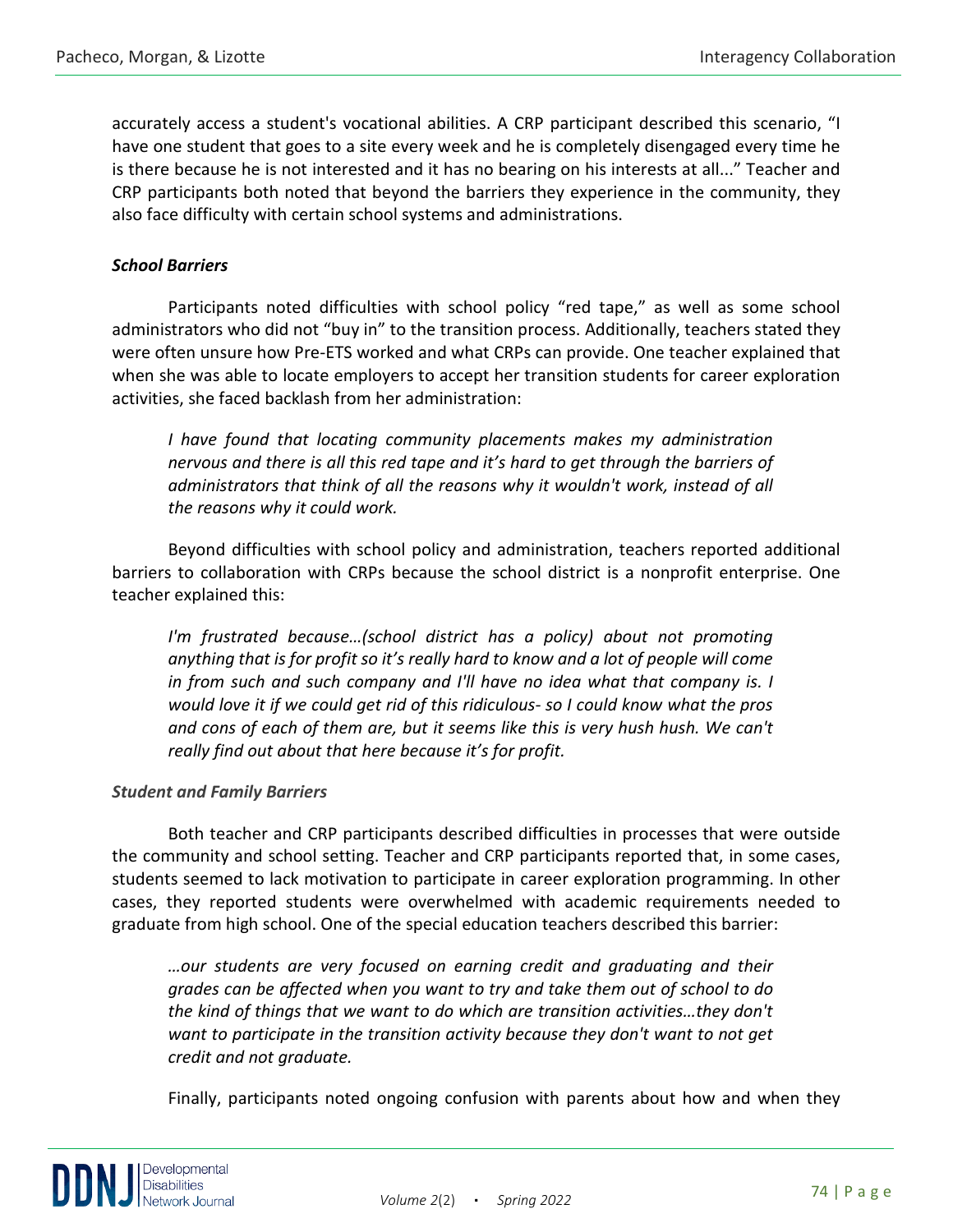accurately access a student's vocational abilities. A CRP participant described this scenario, "I have one student that goes to a site every week and he is completely disengaged every time he is there because he is not interested and it has no bearing on his interests at all..." Teacher and CRP participants both noted that beyond the barriers they experience in the community, they also face difficulty with certain school systems and administrations.

### *School Barriers*

Participants noted difficulties with school policy "red tape," as well as some school administrators who did not "buy in" to the transition process. Additionally, teachers stated they were often unsure how Pre-ETS worked and what CRPs can provide. One teacher explained that when she was able to locate employers to accept her transition students for career exploration activities, she faced backlash from her administration:

> *I have found that locating community placements makes my administration nervous and there is all this red tape and it's hard to get through the barriers of administrators that think of all the reasons why it wouldn't work, instead of all the reasons why it could work.*

Beyond difficulties with school policy and administration, teachers reported additional barriers to collaboration with CRPs because the school district is a nonprofit enterprise. One teacher explained this:

> *I'm frustrated because…(school district has a policy) about not promoting anything that is for profit so it's really hard to know and a lot of people will come in from such and such company and I'll have no idea what that company is. I would love it if we could get rid of this ridiculous- so I could know what the pros and cons of each of them are, but it seems like this is very hush hush. We can't really find out about that here because it's for profit.*

### *Student and Family Barriers*

Both teacher and CRP participants described difficulties in processes that were outside the community and school setting. Teacher and CRP participants reported that, in some cases, students seemed to lack motivation to participate in career exploration programming. In other cases, they reported students were overwhelmed with academic requirements needed to graduate from high school. One of the special education teachers described this barrier:

> *…our students are very focused on earning credit and graduating and their grades can be affected when you want to try and take them out of school to do the kind of things that we want to do which are transition activities…they don't want to participate in the transition activity because they don't want to not get credit and not graduate.*

Finally, participants noted ongoing confusion with parents about how and when they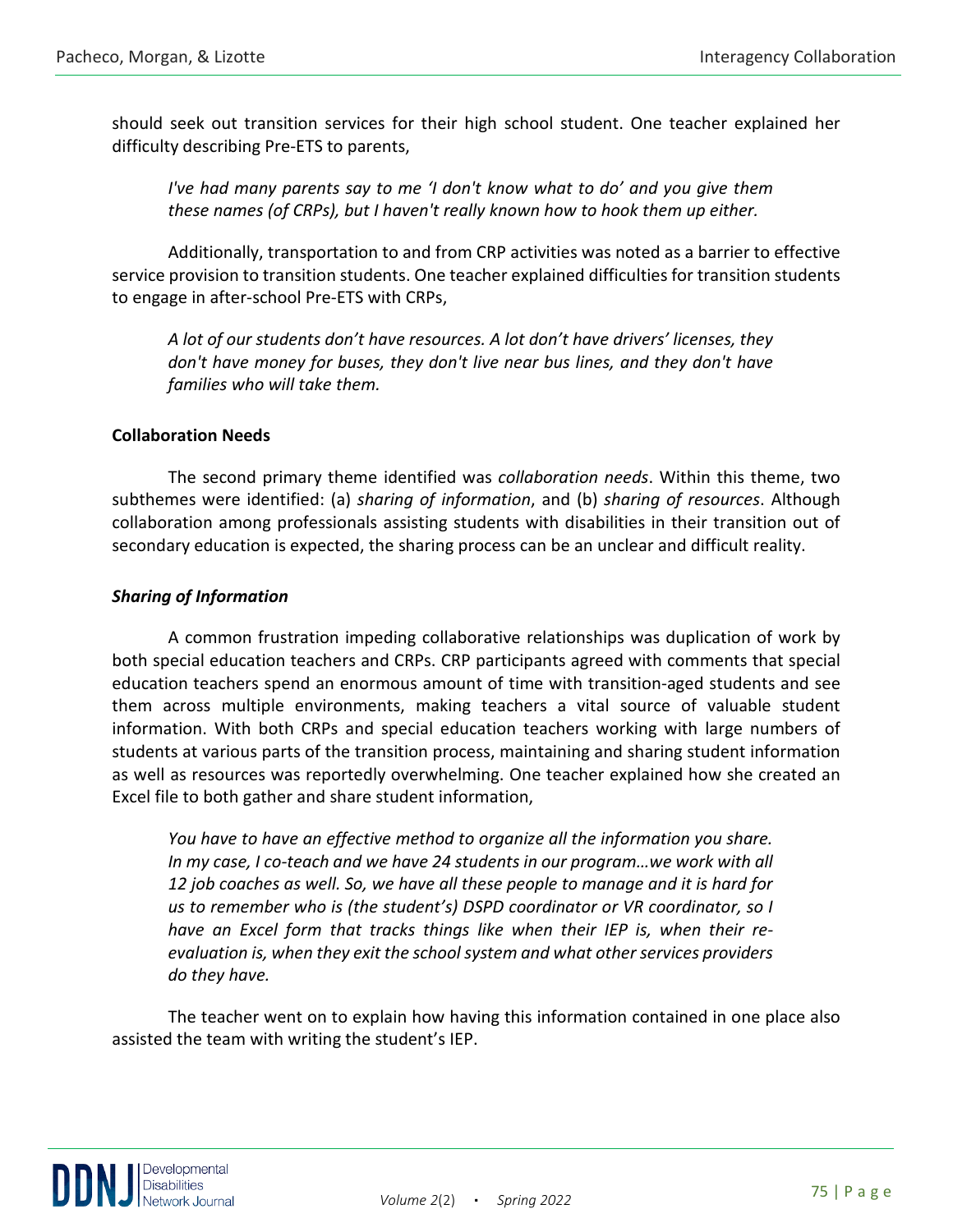should seek out transition services for their high school student. One teacher explained her difficulty describing Pre-ETS to parents,

> *I've had many parents say to me 'I don't know what to do' and you give them these names (of CRPs), but I haven't really known how to hook them up either.*

Additionally, transportation to and from CRP activities was noted as a barrier to effective service provision to transition students. One teacher explained difficulties for transition students to engage in after-school Pre-ETS with CRPs,

> *A lot of our students don't have resources. A lot don't have drivers' licenses, they don't have money for buses, they don't live near bus lines, and they don't have families who will take them.*

### Collaboration Needs

The second primary theme identified was *collaboration needs*. Within this theme, two subthemes were identified: (a) *sharing of information*, and (b) *sharing of resources*. Although collaboration among professionals assisting students with disabilities in their transition out of secondary education is expected, the sharing process can be an unclear and difficult reality.

#### *Sharing of Information*

A common frustration impeding collaborative relationships was duplication of work by both special education teachers and CRPs. CRP participants agreed with comments that special education teachers spend an enormous amount of time with transition-aged students and see them across multiple environments, making teachers a vital source of valuable student information. With both CRPs and special education teachers working with large numbers of students at various parts of the transition process, maintaining and sharing student information as well as resources was reportedly overwhelming. One teacher explained how she created an Excel file to both gather and share student information,

> *You have to have an effective method to organize all the information you share. In my case, I co-teach and we have 24 students in our program…we work with all 12 job coaches as well. So, we have all these people to manage and it is hard for us to remember who is (the student's) DSPD coordinator or VR coordinator, so I have an Excel form that tracks things like when their IEP is, when their re-evaluation is, when they exit the school system and what other services providers do they have.*

The teacher went on to explain how having this information contained in one place also assisted the team with writing the student's IEP.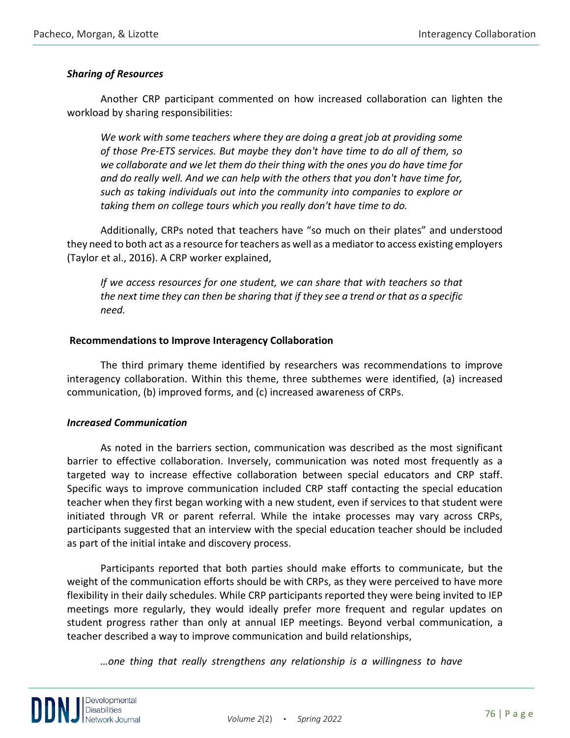### *Sharing of Resources*

Another CRP participant commented on how increased collaboration can lighten the workload by sharing responsibilities:

> *We work with some teachers where they are doing a great job at providing some of those Pre-ETS services. But maybe they don't have time to do all of them, so we collaborate and we let them do their thing with the ones you do have time for and do really well. And we can help with the others that you don't have time for, such as taking individuals out into the community into companies to explore or taking them on college tours which you really don't have time to do.*

Additionally, CRPs noted that teachers have "so much on their plates" and understood they need to both act as a resource for teachers as well as a mediator to access existing employers (Taylor et al., 2016). A CRP worker explained,

> *If we access resources for one student, we can share that with teachers so that the next time they can then be sharing that if they see a trend or that as a specific need.*

## Recommendations to Improve Interagency Collaboration

The third primary theme identified by researchers was recommendations to improve interagency collaboration. Within this theme, three subthemes were identified, (a) increased communication, (b) improved forms, and (c) increased awareness of CRPs.

### *Increased Communication*

As noted in the barriers section, communication was described as the most significant barrier to effective collaboration. Inversely, communication was noted most frequently as a targeted way to increase effective collaboration between special educators and CRP staff. Specific ways to improve communication included CRP staff contacting the special education teacher when they first began working with a new student, even if services to that student were initiated through VR or parent referral. While the intake processes may vary across CRPs, participants suggested that an interview with the special education teacher should be included as part of the initial intake and discovery process.

Participants reported that both parties should make efforts to communicate, but the weight of the communication efforts should be with CRPs, as they were perceived to have more flexibility in their daily schedules. While CRP participants reported they were being invited to IEP meetings more regularly, they would ideally prefer more frequent and regular updates on student progress rather than only at annual IEP meetings. Beyond verbal communication, a teacher described a way to improve communication and build relationships,

> *…one thing that really strengthens any relationship is a willingness to have*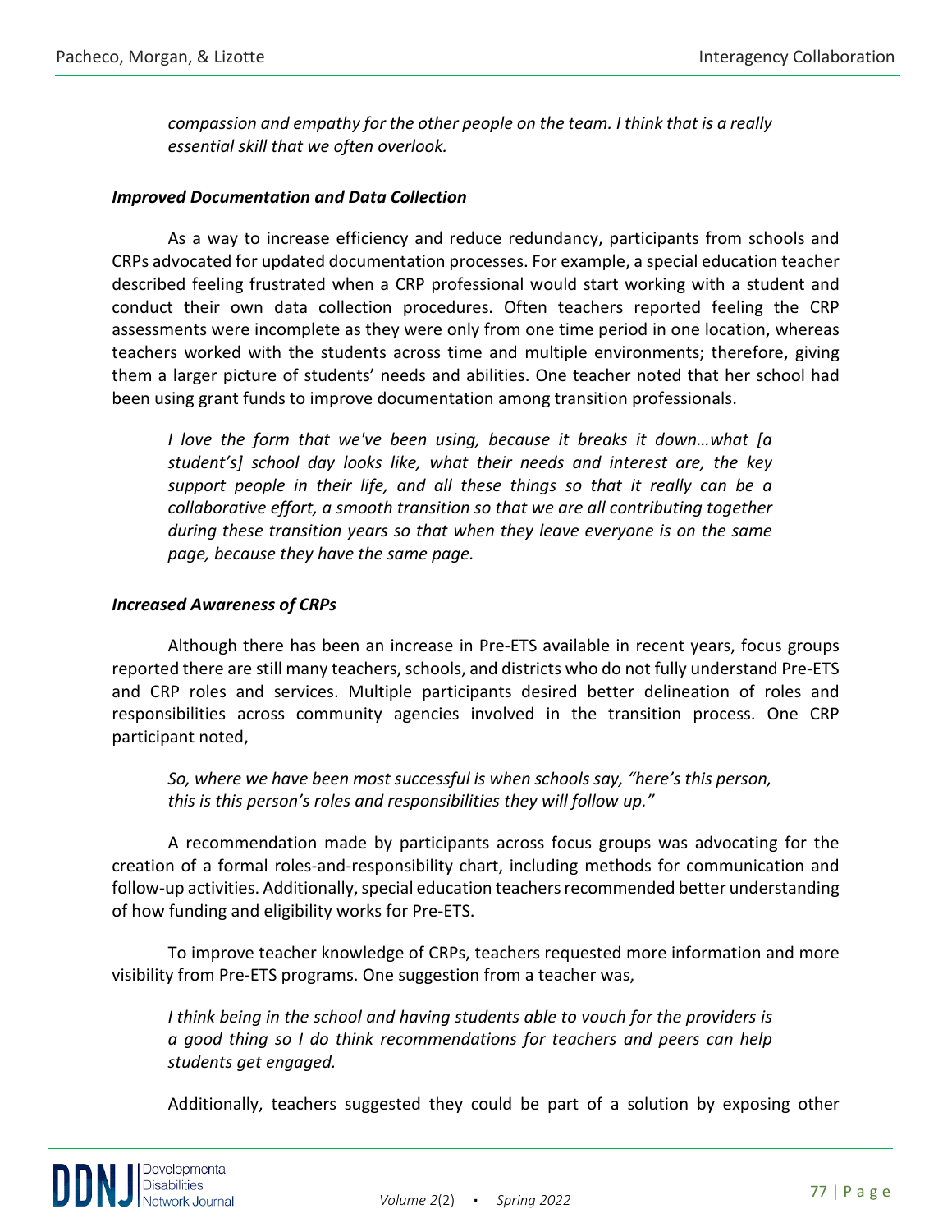*compassion and empathy for the other people on the team. I think that is a really essential skill that we often overlook.*

### *Improved Documentation and Data Collection*

As a way to increase efficiency and reduce redundancy, participants from schools and CRPs advocated for updated documentation processes. For example, a special education teacher described feeling frustrated when a CRP professional would start working with a student and conduct their own data collection procedures. Often teachers reported feeling the CRP assessments were incomplete as they were only from one time period in one location, whereas teachers worked with the students across time and multiple environments; therefore, giving them a larger picture of students' needs and abilities. One teacher noted that her school had been using grant funds to improve documentation among transition professionals.

> *I love the form that we've been using, because it breaks it down…what [a student's] school day looks like, what their needs and interest are, the key support people in their life, and all these things so that it really can be a collaborative effort, a smooth transition so that we are all contributing together during these transition years so that when they leave everyone is on the same page, because they have the same page.*

### *Increased Awareness of CRPs*

Although there has been an increase in Pre-ETS available in recent years, focus groups reported there are still many teachers, schools, and districts who do not fully understand Pre-ETS and CRP roles and services. Multiple participants desired better delineation of roles and responsibilities across community agencies involved in the transition process. One CRP participant noted,

> *So, where we have been most successful is when schools say, "here's this person, this is this person's roles and responsibilities they will follow up."*

A recommendation made by participants across focus groups was advocating for the creation of a formal roles-and-responsibility chart, including methods for communication and follow-up activities. Additionally, special education teachers recommended better understanding of how funding and eligibility works for Pre-ETS.

To improve teacher knowledge of CRPs, teachers requested more information and more visibility from Pre-ETS programs. One suggestion from a teacher was,

> *I think being in the school and having students able to vouch for the providers is a good thing so I do think recommendations for teachers and peers can help students get engaged.*

Additionally, teachers suggested they could be part of a solution by exposing other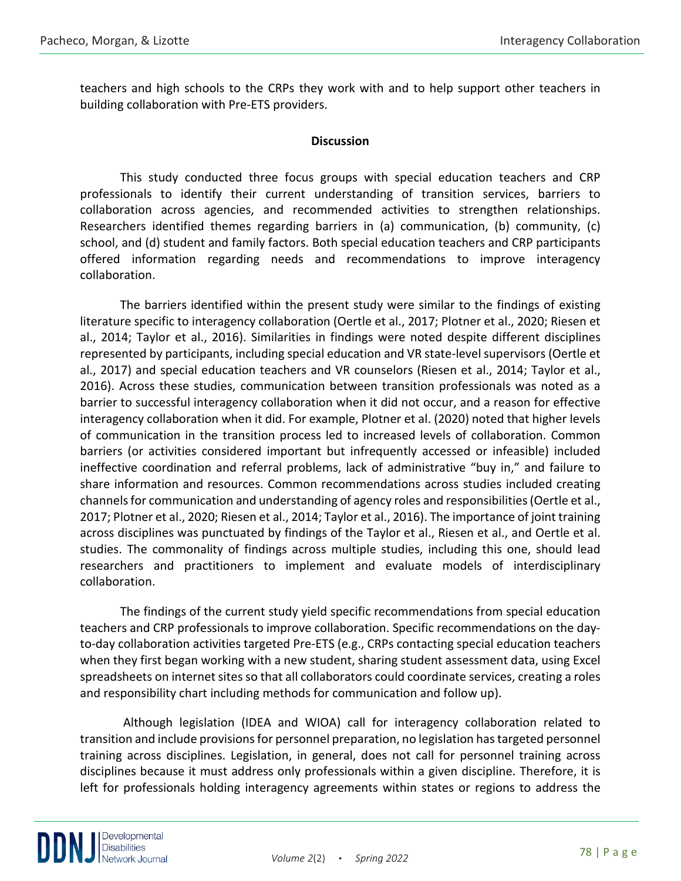teachers and high schools to the CRPs they work with and to help support other teachers in building collaboration with Pre-ETS providers.

## Discussion

This study conducted three focus groups with special education teachers and CRP professionals to identify their current understanding of transition services, barriers to collaboration across agencies, and recommended activities to strengthen relationships. Researchers identified themes regarding barriers in (a) communication, (b) community, (c) school, and (d) student and family factors. Both special education teachers and CRP participants offered information regarding needs and recommendations to improve interagency collaboration.

The barriers identified within the present study were similar to the findings of existing literature specific to interagency collaboration (Oertle et al., 2017; Plotner et al., 2020; Riesen et al., 2014; Taylor et al., 2016). Similarities in findings were noted despite different disciplines represented by participants, including special education and VR state-level supervisors (Oertle et al., 2017) and special education teachers and VR counselors (Riesen et al., 2014; Taylor et al., 2016). Across these studies, communication between transition professionals was noted as a barrier to successful interagency collaboration when it did not occur, and a reason for effective interagency collaboration when it did. For example, Plotner et al. (2020) noted that higher levels of communication in the transition process led to increased levels of collaboration. Common barriers (or activities considered important but infrequently accessed or infeasible) included ineffective coordination and referral problems, lack of administrative "buy in," and failure to share information and resources. Common recommendations across studies included creating channels for communication and understanding of agency roles and responsibilities (Oertle et al., 2017; Plotner et al., 2020; Riesen et al., 2014; Taylor et al., 2016). The importance of joint training across disciplines was punctuated by findings of the Taylor et al., Riesen et al., and Oertle et al. studies. The commonality of findings across multiple studies, including this one, should lead researchers and practitioners to implement and evaluate models of interdisciplinary collaboration.

The findings of the current study yield specific recommendations from special education teachers and CRP professionals to improve collaboration. Specific recommendations on the day-to-day collaboration activities targeted Pre-ETS (e.g., CRPs contacting special education teachers when they first began working with a new student, sharing student assessment data, using Excel spreadsheets on internet sites so that all collaborators could coordinate services, creating a roles and responsibility chart including methods for communication and follow up).

Although legislation (IDEA and WIOA) call for interagency collaboration related to transition and include provisions for personnel preparation, no legislation has targeted personnel training across disciplines. Legislation, in general, does not call for personnel training across disciplines because it must address only professionals within a given discipline. Therefore, it is left for professionals holding interagency agreements within states or regions to address the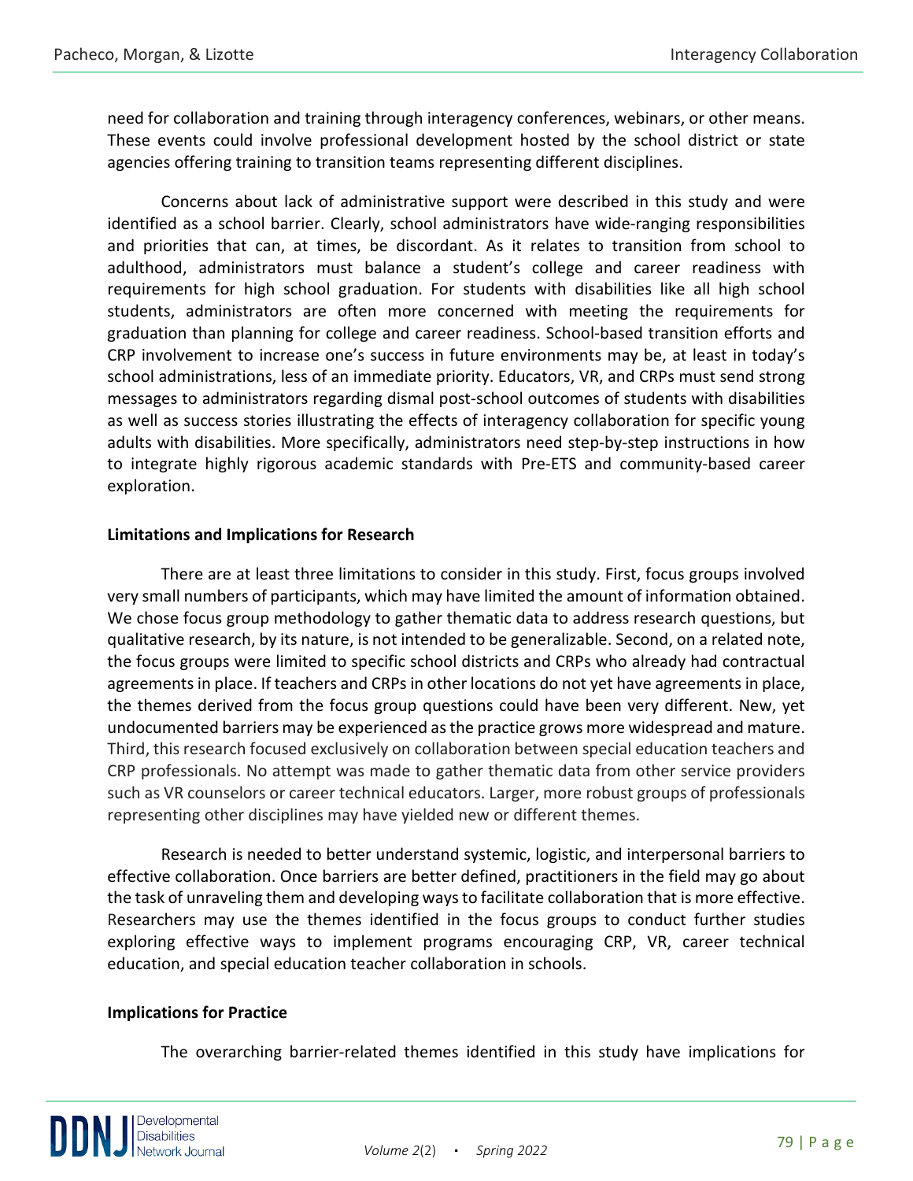need for collaboration and training through interagency conferences, webinars, or other means. These events could involve professional development hosted by the school district or state agencies offering training to transition teams representing different disciplines.

Concerns about lack of administrative support were described in this study and were identified as a school barrier. Clearly, school administrators have wide-ranging responsibilities and priorities that can, at times, be discordant. As it relates to transition from school to adulthood, administrators must balance a student's college and career readiness with requirements for high school graduation. For students with disabilities like all high school students, administrators are often more concerned with meeting the requirements for graduation than planning for college and career readiness. School-based transition efforts and CRP involvement to increase one's success in future environments may be, at least in today's school administrations, less of an immediate priority. Educators, VR, and CRPs must send strong messages to administrators regarding dismal post-school outcomes of students with disabilities as well as success stories illustrating the effects of interagency collaboration for specific young adults with disabilities. More specifically, administrators need step-by-step instructions in how to integrate highly rigorous academic standards with Pre-ETS and community-based career exploration.

**Limitations and Implications for Research**

There are at least three limitations to consider in this study. First, focus groups involved very small numbers of participants, which may have limited the amount of information obtained. We chose focus group methodology to gather thematic data to address research questions, but qualitative research, by its nature, is not intended to be generalizable. Second, on a related note, the focus groups were limited to specific school districts and CRPs who already had contractual agreements in place. If teachers and CRPs in other locations do not yet have agreements in place, the themes derived from the focus group questions could have been very different. New, yet undocumented barriers may be experienced as the practice grows more widespread and mature. Third, this research focused exclusively on collaboration between special education teachers and CRP professionals. No attempt was made to gather thematic data from other service providers such as VR counselors or career technical educators. Larger, more robust groups of professionals representing other disciplines may have yielded new or different themes.

Research is needed to better understand systemic, logistic, and interpersonal barriers to effective collaboration. Once barriers are better defined, practitioners in the field may go about the task of unraveling them and developing ways to facilitate collaboration that is more effective. Researchers may use the themes identified in the focus groups to conduct further studies exploring effective ways to implement programs encouraging CRP, VR, career technical education, and special education teacher collaboration in schools.

**Implications for Practice**

The overarching barrier-related themes identified in this study have implications for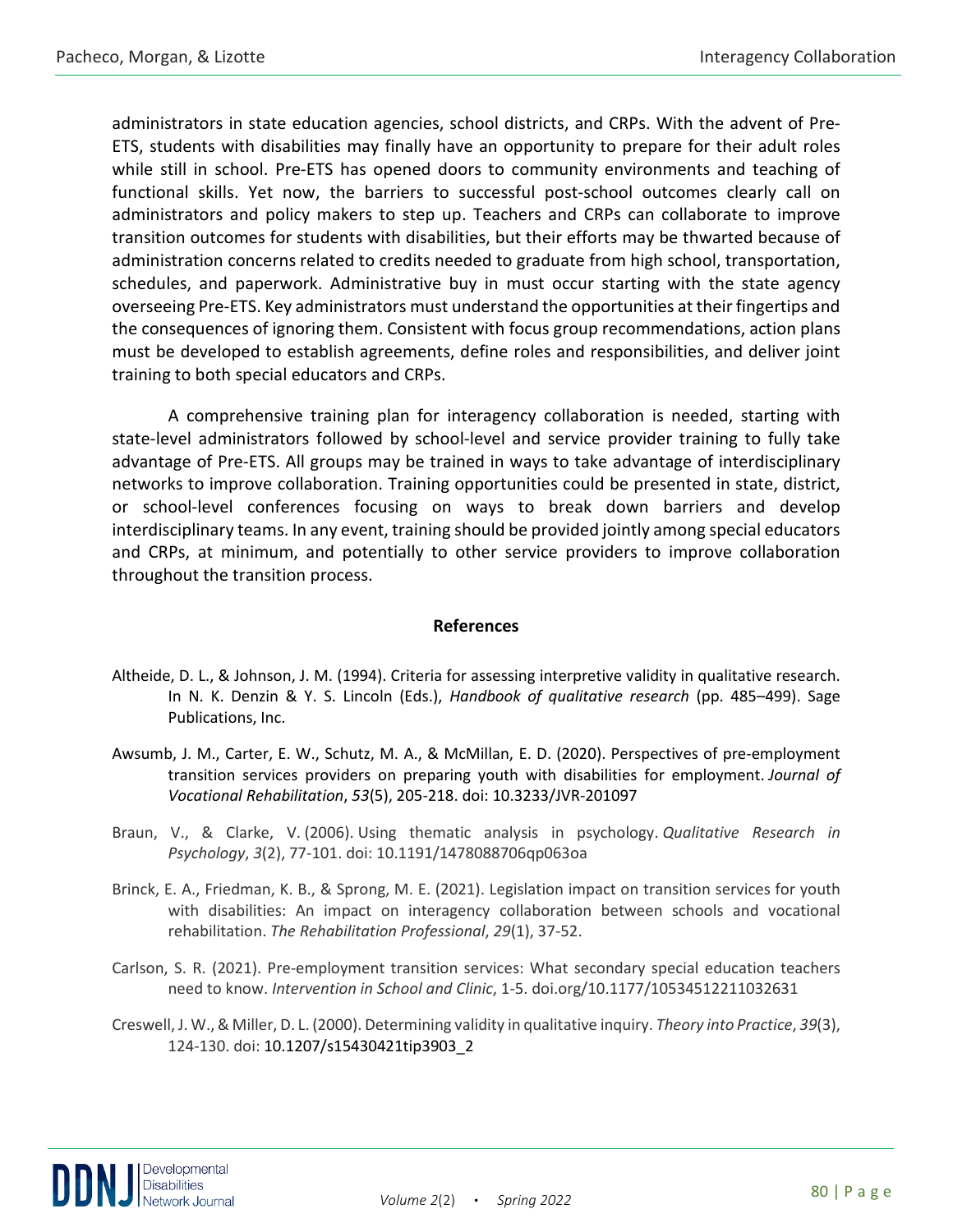administrators in state education agencies, school districts, and CRPs. With the advent of Pre-ETS, students with disabilities may finally have an opportunity to prepare for their adult roles while still in school. Pre-ETS has opened doors to community environments and teaching of functional skills. Yet now, the barriers to successful post-school outcomes clearly call on administrators and policy makers to step up. Teachers and CRPs can collaborate to improve transition outcomes for students with disabilities, but their efforts may be thwarted because of administration concerns related to credits needed to graduate from high school, transportation, schedules, and paperwork. Administrative buy in must occur starting with the state agency overseeing Pre-ETS. Key administrators must understand the opportunities at their fingertips and the consequences of ignoring them. Consistent with focus group recommendations, action plans must be developed to establish agreements, define roles and responsibilities, and deliver joint training to both special educators and CRPs.

A comprehensive training plan for interagency collaboration is needed, starting with state-level administrators followed by school-level and service provider training to fully take advantage of Pre-ETS. All groups may be trained in ways to take advantage of interdisciplinary networks to improve collaboration. Training opportunities could be presented in state, district, or school-level conferences focusing on ways to break down barriers and develop interdisciplinary teams. In any event, training should be provided jointly among special educators and CRPs, at minimum, and potentially to other service providers to improve collaboration throughout the transition process.

## References

Altheide, D. L., & Johnson, J. M. (1994). Criteria for assessing interpretive validity in qualitative research. In N. K. Denzin & Y. S. Lincoln (Eds.), *Handbook of qualitative research* (pp. 485–499). Sage Publications, Inc.

Awsumb, J. M., Carter, E. W., Schutz, M. A., & McMillan, E. D. (2020). Perspectives of pre-employment transition services providers on preparing youth with disabilities for employment. *Journal of Vocational Rehabilitation*, *53*(5), 205-218. doi: 10.3233/JVR-201097

Braun, V., & Clarke, V. (2006). Using thematic analysis in psychology. *Qualitative Research in Psychology*, *3*(2), 77-101. doi: 10.1191/1478088706qp063oa

Brinck, E. A., Friedman, K. B., & Sprong, M. E. (2021). Legislation impact on transition services for youth with disabilities: An impact on interagency collaboration between schools and vocational rehabilitation. *The Rehabilitation Professional*, *29*(1), 37-52.

Carlson, S. R. (2021). Pre-employment transition services: What secondary special education teachers need to know. *Intervention in School and Clinic*, 1-5. doi.org/10.1177/10534512211032631

Creswell, J. W., & Miller, D. L. (2000). Determining validity in qualitative inquiry. *Theory into Practice*, *39*(3), 124-130. doi: 10.1207/s15430421tip3903_2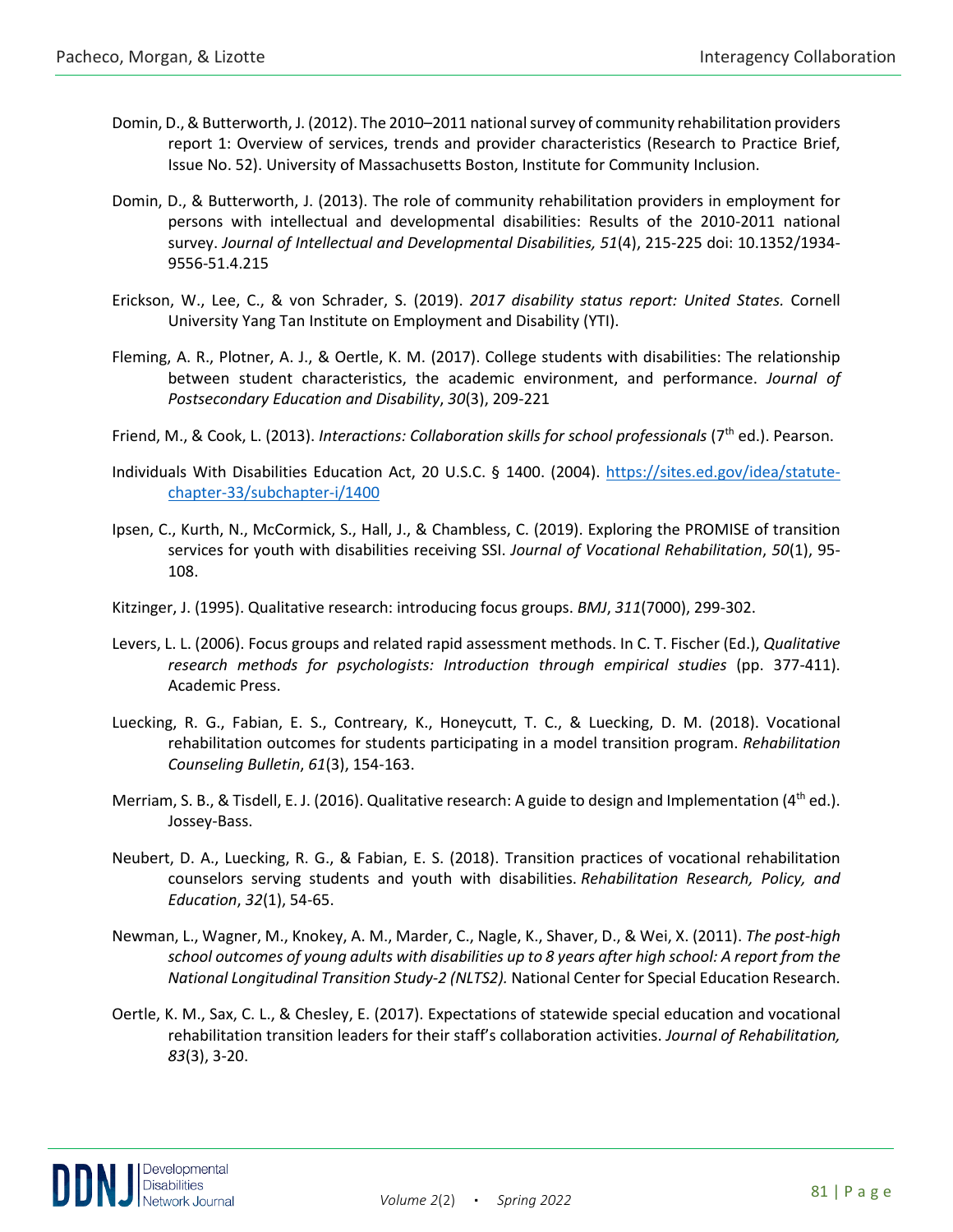Domin, D., & Butterworth, J. (2012). The 2010–2011 national survey of community rehabilitation providers report 1: Overview of services, trends and provider characteristics (Research to Practice Brief, Issue No. 52). University of Massachusetts Boston, Institute for Community Inclusion.

Domin, D., & Butterworth, J. (2013). The role of community rehabilitation providers in employment for persons with intellectual and developmental disabilities: Results of the 2010-2011 national survey. *Journal of Intellectual and Developmental Disabilities, 51*(4), 215-225 doi: 10.1352/1934-9556-51.4.215

Erickson, W., Lee, C., & von Schrader, S. (2019). *2017 disability status report: United States.* Cornell University Yang Tan Institute on Employment and Disability (YTI).

Fleming, A. R., Plotner, A. J., & Oertle, K. M. (2017). College students with disabilities: The relationship between student characteristics, the academic environment, and performance. *Journal of Postsecondary Education and Disability*, *30*(3), 209-221

Friend, M., & Cook, L. (2013). *Interactions: Collaboration skills for school professionals* (7th ed.). Pearson.

Individuals With Disabilities Education Act, 20 U.S.C. § 1400. (2004). [https://sites.ed.gov/idea/statute-chapter-33/subchapter-i/1400](https://sites.ed.gov/idea/statute-chapter-33/subchapter-i/1400)

Ipsen, C., Kurth, N., McCormick, S., Hall, J., & Chambless, C. (2019). Exploring the PROMISE of transition services for youth with disabilities receiving SSI. *Journal of Vocational Rehabilitation*, *50*(1), 95-108.

Kitzinger, J. (1995). Qualitative research: introducing focus groups. *BMJ*, *311*(7000), 299-302.

Levers, L. L. (2006). Focus groups and related rapid assessment methods. In C. T. Fischer (Ed.), *Qualitative research methods for psychologists: Introduction through empirical studies* (pp. 377-411). Academic Press.

Luecking, R. G., Fabian, E. S., Contreary, K., Honeycutt, T. C., & Luecking, D. M. (2018). Vocational rehabilitation outcomes for students participating in a model transition program. *Rehabilitation Counseling Bulletin*, *61*(3), 154-163.

Merriam, S. B., & Tisdell, E. J. (2016). Qualitative research: A guide to design and Implementation (4th ed.). Jossey-Bass.

Neubert, D. A., Luecking, R. G., & Fabian, E. S. (2018). Transition practices of vocational rehabilitation counselors serving students and youth with disabilities. *Rehabilitation Research, Policy, and Education*, *32*(1), 54-65.

Newman, L., Wagner, M., Knokey, A. M., Marder, C., Nagle, K., Shaver, D., & Wei, X. (2011). *The post-high school outcomes of young adults with disabilities up to 8 years after high school: A report from the National Longitudinal Transition Study-2 (NLTS2).* National Center for Special Education Research.

Oertle, K. M., Sax, C. L., & Chesley, E. (2017). Expectations of statewide special education and vocational rehabilitation transition leaders for their staff's collaboration activities. *Journal of Rehabilitation, 83*(3), 3-20.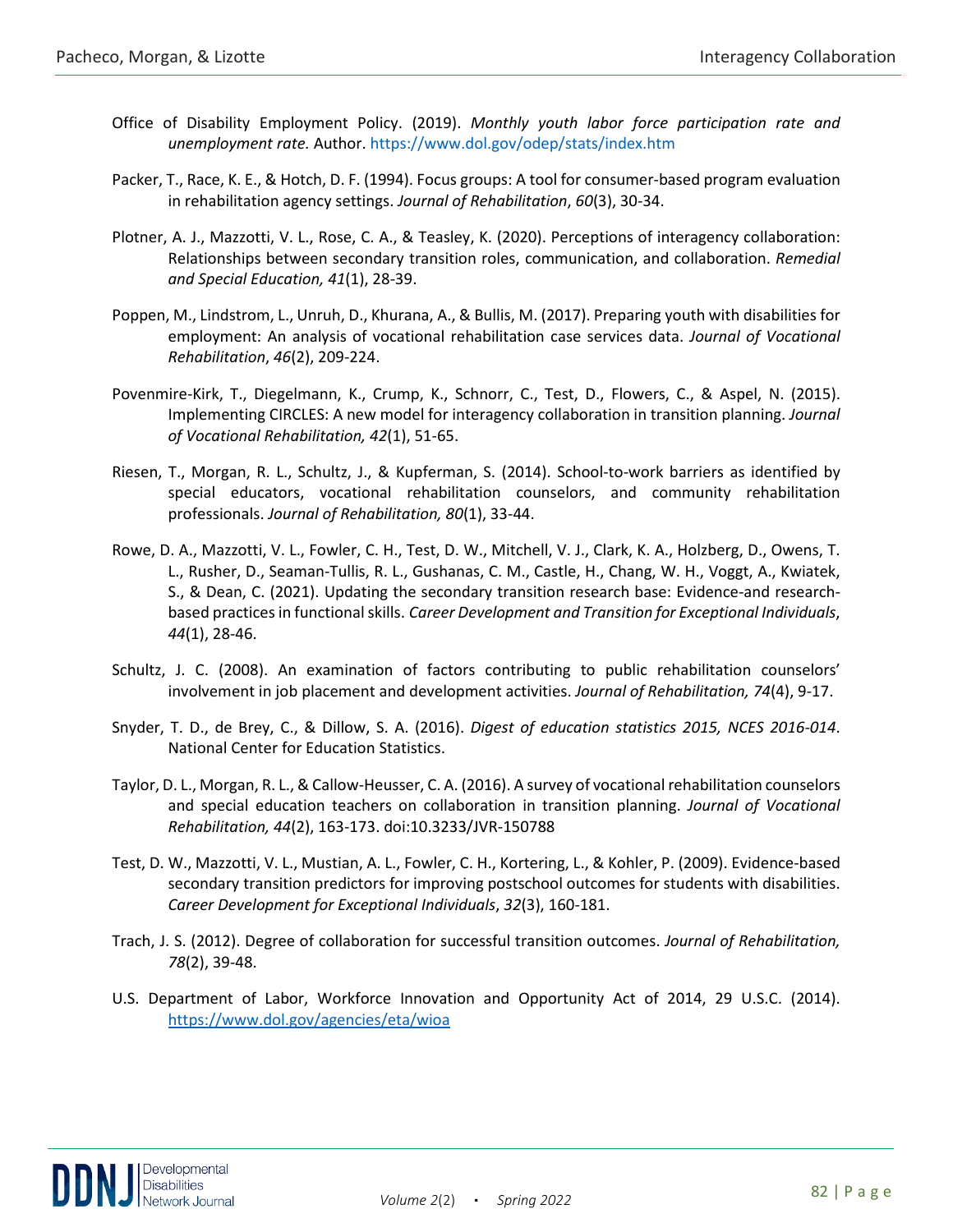Office of Disability Employment Policy. (2019). *Monthly youth labor force participation rate and unemployment rate.* Author. https://www.dol.gov/odep/stats/index.htm

Packer, T., Race, K. E., & Hotch, D. F. (1994). Focus groups: A tool for consumer-based program evaluation in rehabilitation agency settings. *Journal of Rehabilitation*, *60*(3), 30-34.

Plotner, A. J., Mazzotti, V. L., Rose, C. A., & Teasley, K. (2020). Perceptions of interagency collaboration: Relationships between secondary transition roles, communication, and collaboration. *Remedial and Special Education, 41*(1), 28-39.

Poppen, M., Lindstrom, L., Unruh, D., Khurana, A., & Bullis, M. (2017). Preparing youth with disabilities for employment: An analysis of vocational rehabilitation case services data. *Journal of Vocational Rehabilitation*, *46*(2), 209-224.

Povenmire-Kirk, T., Diegelmann, K., Crump, K., Schnorr, C., Test, D., Flowers, C., & Aspel, N. (2015). Implementing CIRCLES: A new model for interagency collaboration in transition planning. *Journal of Vocational Rehabilitation, 42*(1), 51-65.

Riesen, T., Morgan, R. L., Schultz, J., & Kupferman, S. (2014). School-to-work barriers as identified by special educators, vocational rehabilitation counselors, and community rehabilitation professionals. *Journal of Rehabilitation, 80*(1), 33-44.

Rowe, D. A., Mazzotti, V. L., Fowler, C. H., Test, D. W., Mitchell, V. J., Clark, K. A., Holzberg, D., Owens, T. L., Rusher, D., Seaman-Tullis, R. L., Gushanas, C. M., Castle, H., Chang, W. H., Voggt, A., Kwiatek, S., & Dean, C. (2021). Updating the secondary transition research base: Evidence-and research-based practices in functional skills. *Career Development and Transition for Exceptional Individuals*, *44*(1), 28-46.

Schultz, J. C. (2008). An examination of factors contributing to public rehabilitation counselors' involvement in job placement and development activities. *Journal of Rehabilitation, 74*(4), 9-17.

Snyder, T. D., de Brey, C., & Dillow, S. A. (2016). *Digest of education statistics 2015, NCES 2016-014*. National Center for Education Statistics.

Taylor, D. L., Morgan, R. L., & Callow-Heusser, C. A. (2016). A survey of vocational rehabilitation counselors and special education teachers on collaboration in transition planning. *Journal of Vocational Rehabilitation, 44*(2), 163-173. doi:10.3233/JVR-150788

Test, D. W., Mazzotti, V. L., Mustian, A. L., Fowler, C. H., Kortering, L., & Kohler, P. (2009). Evidence-based secondary transition predictors for improving postschool outcomes for students with disabilities. *Career Development for Exceptional Individuals*, *32*(3), 160-181.

Trach, J. S. (2012). Degree of collaboration for successful transition outcomes. *Journal of Rehabilitation, 78*(2), 39-48.

U.S. Department of Labor, Workforce Innovation and Opportunity Act of 2014, 29 U.S.C. (2014). https://www.dol.gov/agencies/eta/wioa